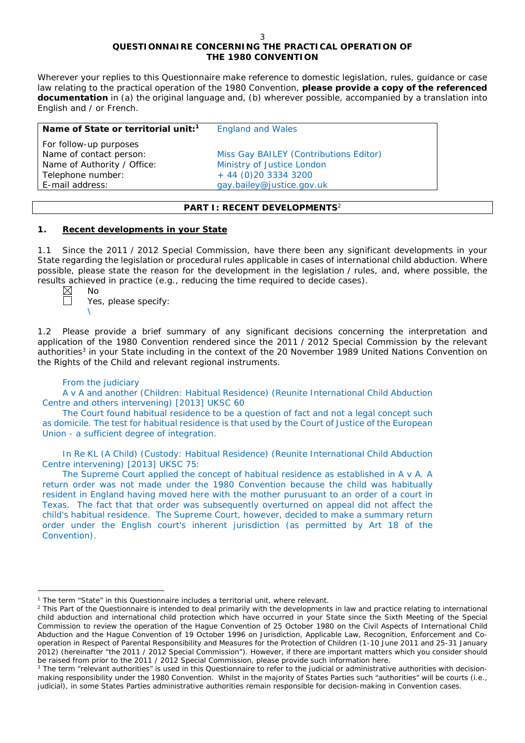## QUESTIONNAIRE CONCERNING THE PRACTICAL OPERATION OF THE 1980 CONVENTION

Wherever your replies to this Questionnaire make reference to domestic legislation, rules, guidance or case law relating to the practical operation of the 1980 Convention, **please provide a copy of the referenced documentation** in (a) the original language and, (b) wherever possible, accompanied by a translation into English and / or French.

| **Name of State or territorial unit:**[1] | England and Wales |
|---|---|
| For follow-up purposes | |
| Name of contact person: | Miss Gay BAILEY (Contributions Editor) |
| Name of Authority / Office: | Ministry of Justice London |
| Telephone number: | + 44 (0)20 3334 3200 |
| E-mail address: | gay.bailey@justice.gov.uk |

## PART I: RECENT DEVELOPMENTS[2]

### 1. Recent developments in your State

1.1 Since the 2011 / 2012 Special Commission, have there been any significant developments in your State regarding the legislation or procedural rules applicable in cases of international child abduction. Where possible, please state the reason for the development in the legislation / rules, and, where possible, the results achieved in practice (e.g., reducing the time required to decide cases).

☒ No

☐ Yes, please specify:

\

1.2 Please provide a brief summary of any significant decisions concerning the interpretation and application of the 1980 Convention rendered since the 2011 / 2012 Special Commission by the relevant authorities[3] in your State including in the context of the 20 November 1989 United Nations Convention on the Rights of the Child and relevant regional instruments.

From the judiciary

A v A and another (Children: Habitual Residence) (Reunite International Child Abduction Centre and others intervening) [2013] UKSC 60

The Court found habitual residence to be a question of fact and not a legal concept such as domicile. The test for habitual residence is that used by the Court of Justice of the European Union - a sufficient degree of integration.

In Re KL (A Child) (Custody: Habitual Residence) (Reunite International Child Abduction Centre intervening) [2013] UKSC 75:

The Supreme Court applied the concept of habitual residence as established in A v A. A return order was not made under the 1980 Convention because the child was habitually resident in England having moved here with the mother purusuant to an order of a court in Texas. The fact that that order was subsequently overturned on appeal did not affect the child's habitual residence. The Supreme Court, however, decided to make a summary return order under the English court's inherent jurisdiction (as permitted by Art 18 of the Convention).

---

[1] The term "State" in this Questionnaire includes a territorial unit, where relevant.

[2] This Part of the Questionnaire is intended to deal primarily with the developments in law and practice relating to international child abduction and international child protection which have occurred in your State since the Sixth Meeting of the Special Commission to review the operation of the Hague Convention of 25 October 1980 on the Civil Aspects of International Child Abduction and the Hague Convention of 19 October 1996 on Jurisdiction, Applicable Law, Recognition, Enforcement and Co-operation in Respect of Parental Responsibility and Measures for the Protection of Children (1-10 June 2011 and 25-31 January 2012) (hereinafter "the 2011 / 2012 Special Commission"). However, if there are important matters which you consider should be raised from prior to the 2011 / 2012 Special Commission, please provide such information here.

[3] The term "relevant authorities" is used in this Questionnaire to refer to the judicial or administrative authorities with decision-making responsibility under the 1980 Convention. Whilst in the majority of States Parties such "authorities" will be courts (i.e., judicial), in some States Parties administrative authorities remain responsible for decision-making in Convention cases.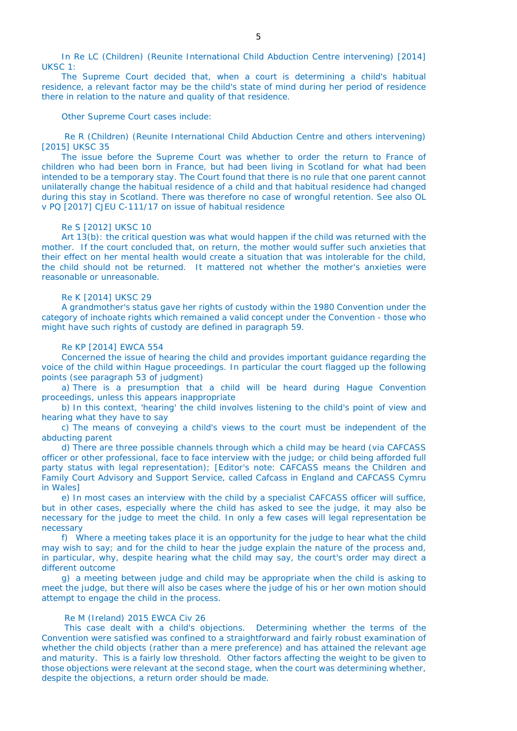In Re LC (Children) (Reunite International Child Abduction Centre intervening) [2014] UKSC 1:

The Supreme Court decided that, when a court is determining a child's habitual residence, a relevant factor may be the child's state of mind during her period of residence there in relation to the nature and quality of that residence.

Other Supreme Court cases include:

Re R (Children) (Reunite International Child Abduction Centre and others intervening) [2015] UKSC 35

The issue before the Supreme Court was whether to order the return to France of children who had been born in France, but had been living in Scotland for what had been intended to be a temporary stay. The Court found that there is no rule that one parent cannot unilaterally change the habitual residence of a child and that habitual residence had changed during this stay in Scotland. There was therefore no case of wrongful retention. See also OL v PQ [2017] CJEU C-111/17 on issue of habitual residence

Re S [2012] UKSC 10

Art 13(b): the critical question was what would happen if the child was returned with the mother. If the court concluded that, on return, the mother would suffer such anxieties that their effect on her mental health would create a situation that was intolerable for the child, the child should not be returned. It mattered not whether the mother's anxieties were reasonable or unreasonable.

Re K [2014] UKSC 29

A grandmother's status gave her rights of custody within the 1980 Convention under the category of inchoate rights which remained a valid concept under the Convention - those who might have such rights of custody are defined in paragraph 59.

Re KP [2014] EWCA 554

Concerned the issue of hearing the child and provides important guidance regarding the voice of the child within Hague proceedings. In particular the court flagged up the following points (see paragraph 53 of judgment)

a) There is a presumption that a child will be heard during Hague Convention proceedings, unless this appears inappropriate

b) In this context, 'hearing' the child involves listening to the child's point of view and hearing what they have to say

c) The means of conveying a child's views to the court must be independent of the abducting parent

d) There are three possible channels through which a child may be heard (via CAFCASS officer or other professional, face to face interview with the judge; or child being afforded full party status with legal representation); [Editor's note: CAFCASS means the Children and Family Court Advisory and Support Service, called Cafcass in England and CAFCASS Cymru in Wales]

e) In most cases an interview with the child by a specialist CAFCASS officer will suffice, but in other cases, especially where the child has asked to see the judge, it may also be necessary for the judge to meet the child. In only a few cases will legal representation be necessary

f) Where a meeting takes place it is an opportunity for the judge to hear what the child may wish to say; and for the child to hear the judge explain the nature of the process and, in particular, why, despite hearing what the child may say, the court's order may direct a different outcome

g) a meeting between judge and child may be appropriate when the child is asking to meet the judge, but there will also be cases where the judge of his or her own motion should attempt to engage the child in the process.

Re M (Ireland) 2015 EWCA Civ 26

This case dealt with a child's objections. Determining whether the terms of the Convention were satisfied was confined to a straightforward and fairly robust examination of whether the child objects (rather than a mere preference) and has attained the relevant age and maturity. This is a fairly low threshold. Other factors affecting the weight to be given to those objections were relevant at the second stage, when the court was determining whether, despite the objections, a return order should be made.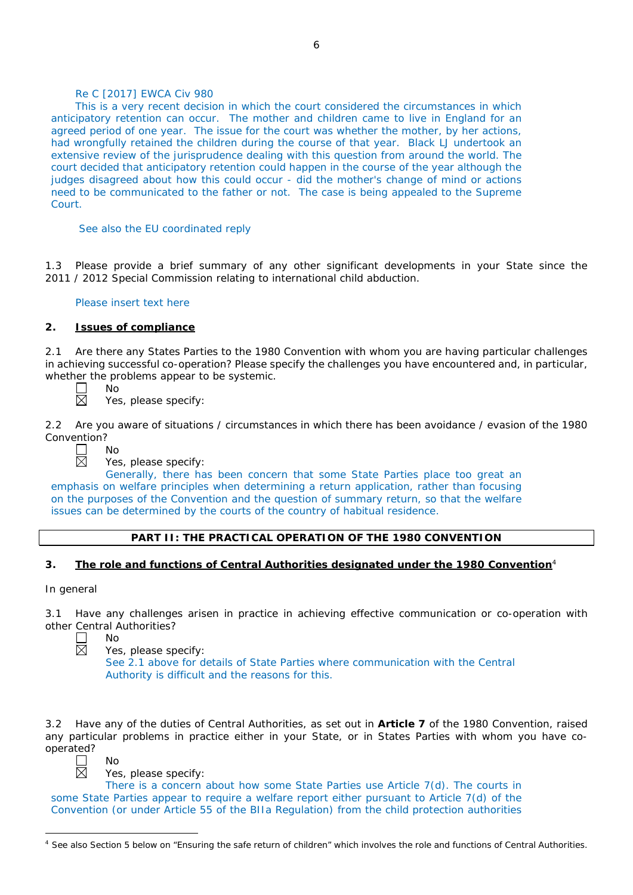Re C [2017] EWCA Civ 980

This is a very recent decision in which the court considered the circumstances in which anticipatory retention can occur. The mother and children came to live in England for an agreed period of one year. The issue for the court was whether the mother, by her actions, had wrongfully retained the children during the course of that year. Black LJ undertook an extensive review of the jurisprudence dealing with this question from around the world. The court decided that anticipatory retention could happen in the course of the year although the judges disagreed about how this could occur - did the mother's change of mind or actions need to be communicated to the father or not. The case is being appealed to the Supreme Court.

See also the EU coordinated reply

1.3 Please provide a brief summary of any other significant developments in your State since the 2011 / 2012 Special Commission relating to international child abduction.

Please insert text here

## 2. Issues of compliance

2.1 Are there any States Parties to the 1980 Convention with whom you are having particular challenges in achieving successful co-operation? Please specify the challenges you have encountered and, in particular, whether the problems appear to be systemic.

☐ No
☒ Yes, please specify:

2.2 Are you aware of situations / circumstances in which there has been avoidance / evasion of the 1980 Convention?

☐ No
☒ Yes, please specify:

Generally, there has been concern that some State Parties place too great an emphasis on welfare principles when determining a return application, rather than focusing on the purposes of the Convention and the question of summary return, so that the welfare issues can be determined by the courts of the country of habitual residence.

**PART II: THE PRACTICAL OPERATION OF THE 1980 CONVENTION**

## 3. The role and functions of Central Authorities designated under the 1980 Convention[4]

In general

3.1 Have any challenges arisen in practice in achieving effective communication or co-operation with other Central Authorities?

☐ No
☒ Yes, please specify:

See 2.1 above for details of State Parties where communication with the Central Authority is difficult and the reasons for this.

3.2 Have any of the duties of Central Authorities, as set out in **Article 7** of the 1980 Convention, raised any particular problems in practice either in your State, or in States Parties with whom you have co-operated?

☐ No
☒ Yes, please specify:

There is a concern about how some State Parties use Article 7(d). The courts in some State Parties appear to require a welfare report either pursuant to Article 7(d) of the Convention (or under Article 55 of the BIIa Regulation) from the child protection authorities

[4] See also Section 5 below on "Ensuring the safe return of children" which involves the role and functions of Central Authorities.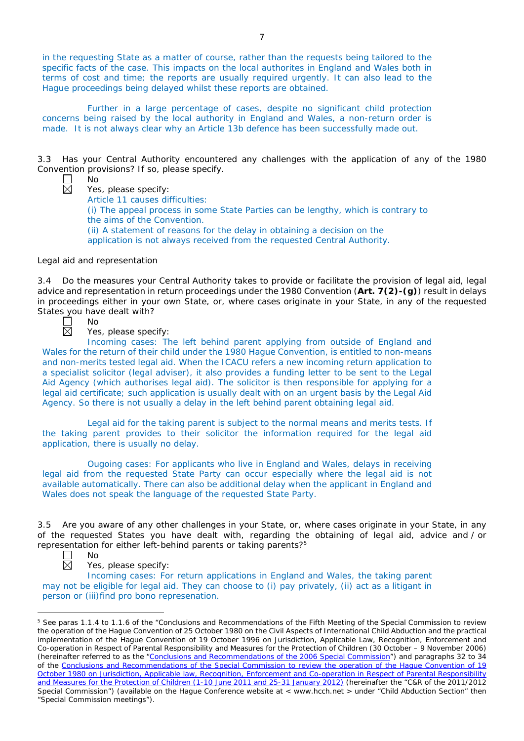in the requesting State as a matter of course, rather than the requests being tailored to the specific facts of the case. This impacts on the local authorites in England and Wales both in terms of cost and time; the reports are usually required urgently. It can also lead to the Hague proceedings being delayed whilst these reports are obtained.

Further in a large percentage of cases, despite no significant child protection concerns being raised by the local authority in England and Wales, a non-return order is made. It is not always clear why an Article 13b defence has been successfully made out.

3.3 Has your Central Authority encountered any challenges with the application of any of the 1980 Convention provisions? If so, please specify.

☐ No

☒ Yes, please specify:

Article 11 causes difficulties:

(i) The appeal process in some State Parties can be lengthy, which is contrary to the aims of the Convention.

(ii) A statement of reasons for the delay in obtaining a decision on the application is not always received from the requested Central Authority.

Legal aid and representation

3.4 Do the measures your Central Authority takes to provide or facilitate the provision of legal aid, legal advice and representation in return proceedings under the 1980 Convention (**Art. 7(2)-(g)**) result in delays in proceedings either in your own State, or, where cases originate in your State, in any of the requested States you have dealt with?

☐ No

☒ Yes, please specify:

Incoming cases: The left behind parent applying from outside of England and Wales for the return of their child under the 1980 Hague Convention, is entitled to non-means and non-merits tested legal aid. When the ICACU refers a new incoming return application to a specialist solicitor (legal adviser), it also provides a funding letter to be sent to the Legal Aid Agency (which authorises legal aid). The solicitor is then responsible for applying for a legal aid certificate; such application is usually dealt with on an urgent basis by the Legal Aid Agency. So there is not usually a delay in the left behind parent obtaining legal aid.

Legal aid for the taking parent is subject to the normal means and merits tests. If the taking parent provides to their solicitor the information required for the legal aid application, there is usually no delay.

Ougoing cases: For applicants who live in England and Wales, delays in receiving legal aid from the requested State Party can occur especially where the legal aid is not available automatically. There can also be additional delay when the applicant in England and Wales does not speak the language of the requested State Party.

3.5 Are you aware of any other challenges in your State, or, where cases originate in your State, in any of the requested States you have dealt with, regarding the obtaining of legal aid, advice and / or representation for either left-behind parents or taking parents?[5]

☐ No

☒ Yes, please specify:

Incoming cases: For return applications in England and Wales, the taking parent may not be eligible for legal aid. They can choose to (i) pay privately, (ii) act as a litigant in person or (iii)find pro bono represenation.

---

[5] See paras 1.1.4 to 1.1.6 of the "Conclusions and Recommendations of the Fifth Meeting of the Special Commission to review the operation of the Hague Convention of 25 October 1980 on the Civil Aspects of International Child Abduction and the practical implementation of the Hague Convention of 19 October 1996 on Jurisdiction, Applicable Law, Recognition, Enforcement and Co-operation in Respect of Parental Responsibility and Measures for the Protection of Children (30 October – 9 November 2006) (hereinafter referred to as the "Conclusions and Recommendations of the 2006 Special Commission") and paragraphs 32 to 34 of the Conclusions and Recommendations of the Special Commission to review the operation of the Hague Convention of 19 October 1980 on Jurisdiction, Applicable law, Recognition, Enforcement and Co-operation in Respect of Parental Responsibility and Measures for the Protection of Children (1-10 June 2011 and 25-31 January 2012) (hereinafter the "C&R of the 2011/2012 Special Commission") (available on the Hague Conference website at < www.hcch.net > under "Child Abduction Section" then "Special Commission meetings").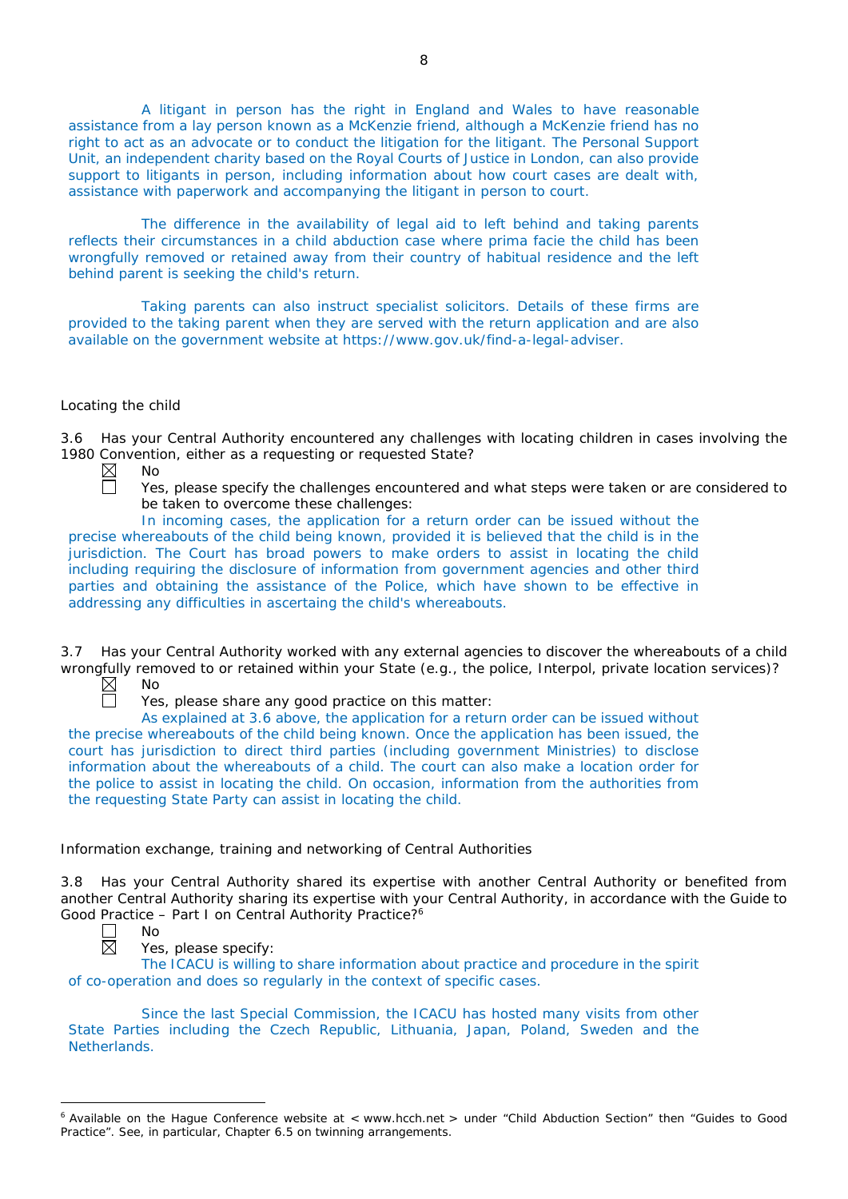A litigant in person has the right in England and Wales to have reasonable assistance from a lay person known as a McKenzie friend, although a McKenzie friend has no right to act as an advocate or to conduct the litigation for the litigant. The Personal Support Unit, an independent charity based on the Royal Courts of Justice in London, can also provide support to litigants in person, including information about how court cases are dealt with, assistance with paperwork and accompanying the litigant in person to court.

The difference in the availability of legal aid to left behind and taking parents reflects their circumstances in a child abduction case where prima facie the child has been wrongfully removed or retained away from their country of habitual residence and the left behind parent is seeking the child's return.

Taking parents can also instruct specialist solicitors. Details of these firms are provided to the taking parent when they are served with the return application and are also available on the government website at https://www.gov.uk/find-a-legal-adviser.

Locating the child

3.6 Has your Central Authority encountered any challenges with locating children in cases involving the 1980 Convention, either as a requesting or requested State?

☒ No

☐ Yes, please specify the challenges encountered and what steps were taken or are considered to be taken to overcome these challenges:

In incoming cases, the application for a return order can be issued without the precise whereabouts of the child being known, provided it is believed that the child is in the jurisdiction. The Court has broad powers to make orders to assist in locating the child including requiring the disclosure of information from government agencies and other third parties and obtaining the assistance of the Police, which have shown to be effective in addressing any difficulties in ascertaining the child's whereabouts.

3.7 Has your Central Authority worked with any external agencies to discover the whereabouts of a child wrongfully removed to or retained within your State (e.g., the police, Interpol, private location services)?

☒ No

☐ Yes, please share any good practice on this matter:

As explained at 3.6 above, the application for a return order can be issued without the precise whereabouts of the child being known. Once the application has been issued, the court has jurisdiction to direct third parties (including government Ministries) to disclose information about the whereabouts of a child. The court can also make a location order for the police to assist in locating the child. On occasion, information from the authorities from the requesting State Party can assist in locating the child.

Information exchange, training and networking of Central Authorities

3.8 Has your Central Authority shared its expertise with another Central Authority or benefited from another Central Authority sharing its expertise with your Central Authority, in accordance with the Guide to Good Practice – Part I on Central Authority Practice?[6]

☐ No

☒ Yes, please specify:

The ICACU is willing to share information about practice and procedure in the spirit of co-operation and does so regularly in the context of specific cases.

Since the last Special Commission, the ICACU has hosted many visits from other State Parties including the Czech Republic, Lithuania, Japan, Poland, Sweden and the Netherlands.

[6] Available on the Hague Conference website at < www.hcch.net > under "Child Abduction Section" then "Guides to Good Practice". See, in particular, Chapter 6.5 on twinning arrangements.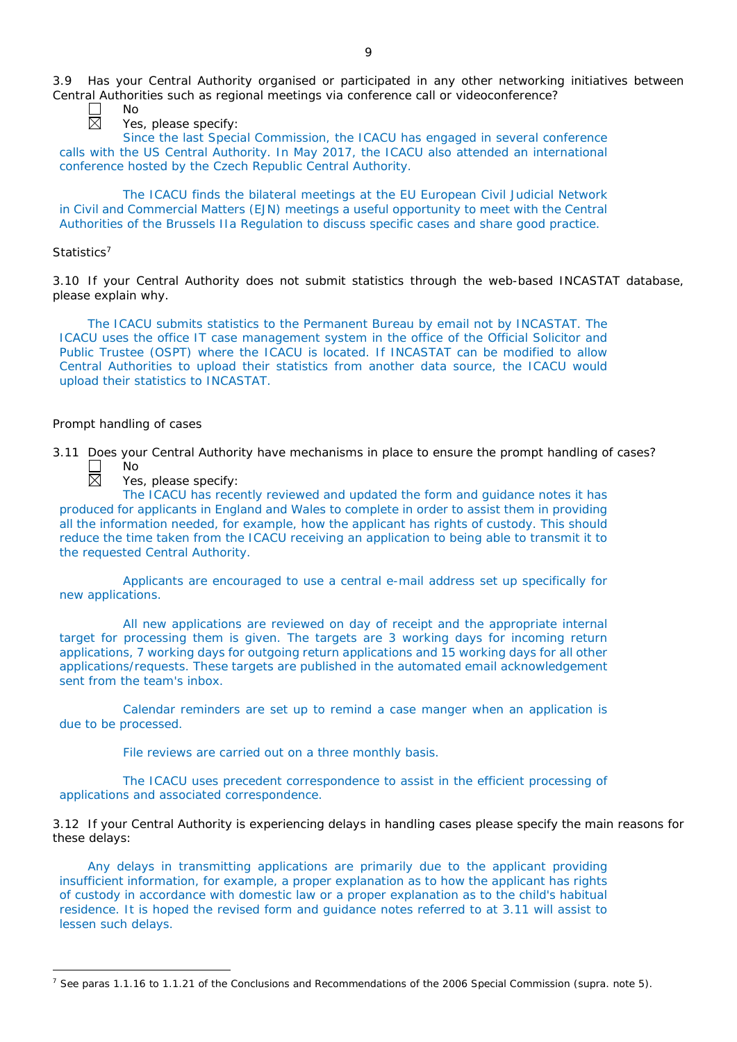3.9 Has your Central Authority organised or participated in any other networking initiatives between Central Authorities such as regional meetings via conference call or videoconference?

☐ No

☒ Yes, please specify:

Since the last Special Commission, the ICACU has engaged in several conference calls with the US Central Authority. In May 2017, the ICACU also attended an international conference hosted by the Czech Republic Central Authority.

The ICACU finds the bilateral meetings at the EU European Civil Judicial Network in Civil and Commercial Matters (EJN) meetings a useful opportunity to meet with the Central Authorities of the Brussels IIa Regulation to discuss specific cases and share good practice.

Statistics[7]

3.10 If your Central Authority does not submit statistics through the web-based INCASTAT database, please explain why.

The ICACU submits statistics to the Permanent Bureau by email not by INCASTAT. The ICACU uses the office IT case management system in the office of the Official Solicitor and Public Trustee (OSPT) where the ICACU is located. If INCASTAT can be modified to allow Central Authorities to upload their statistics from another data source, the ICACU would upload their statistics to INCASTAT.

Prompt handling of cases

3.11 Does your Central Authority have mechanisms in place to ensure the prompt handling of cases?

☐ No

☒ Yes, please specify:

The ICACU has recently reviewed and updated the form and guidance notes it has produced for applicants in England and Wales to complete in order to assist them in providing all the information needed, for example, how the applicant has rights of custody. This should reduce the time taken from the ICACU receiving an application to being able to transmit it to the requested Central Authority.

Applicants are encouraged to use a central e-mail address set up specifically for new applications.

All new applications are reviewed on day of receipt and the appropriate internal target for processing them is given. The targets are 3 working days for incoming return applications, 7 working days for outgoing return applications and 15 working days for all other applications/requests. These targets are published in the automated email acknowledgement sent from the team's inbox.

Calendar reminders are set up to remind a case manger when an application is due to be processed.

File reviews are carried out on a three monthly basis.

The ICACU uses precedent correspondence to assist in the efficient processing of applications and associated correspondence.

3.12 If your Central Authority is experiencing delays in handling cases please specify the main reasons for these delays:

Any delays in transmitting applications are primarily due to the applicant providing insufficient information, for example, a proper explanation as to how the applicant has rights of custody in accordance with domestic law or a proper explanation as to the child's habitual residence. It is hoped the revised form and guidance notes referred to at 3.11 will assist to lessen such delays.

[7] See paras 1.1.16 to 1.1.21 of the Conclusions and Recommendations of the 2006 Special Commission (supra. note 5).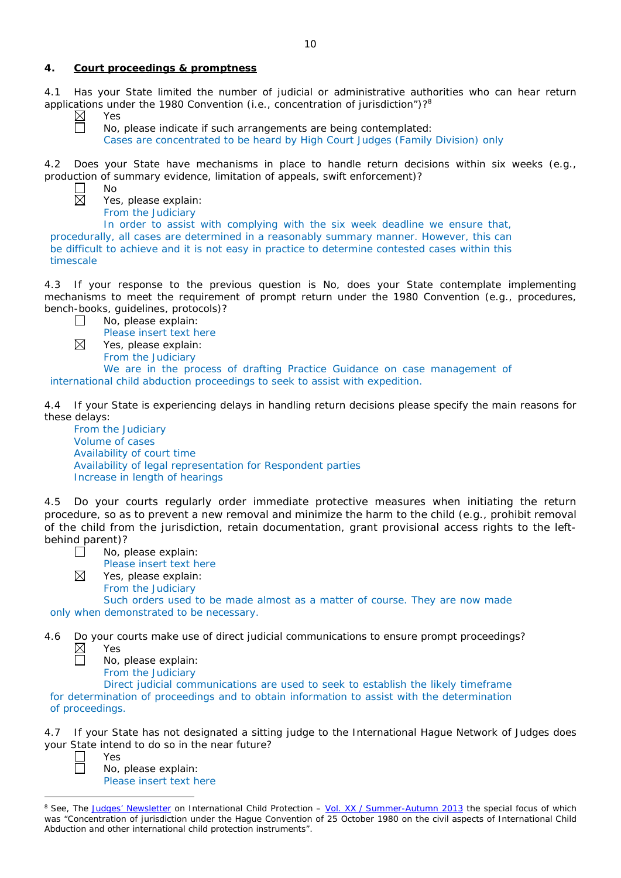## 4. Court proceedings & promptness

4.1 Has your State limited the number of judicial or administrative authorities who can hear return applications under the 1980 Convention (i.e., concentration of jurisdiction")?[8]

☒ Yes

☐ No, please indicate if such arrangements are being contemplated:

Cases are concentrated to be heard by High Court Judges (Family Division) only

4.2 Does your State have mechanisms in place to handle return decisions within six weeks (e.g., production of summary evidence, limitation of appeals, swift enforcement)?

☐ No

☒ Yes, please explain:

From the Judiciary

In order to assist with complying with the six week deadline we ensure that, procedurally, all cases are determined in a reasonably summary manner. However, this can be difficult to achieve and it is not easy in practice to determine contested cases within this timescale

4.3 If your response to the previous question is No, does your State contemplate implementing mechanisms to meet the requirement of prompt return under the 1980 Convention (e.g., procedures, bench-books, guidelines, protocols)?

☐ No, please explain:

Please insert text here

☒ Yes, please explain:

From the Judiciary

We are in the process of drafting Practice Guidance on case management of international child abduction proceedings to seek to assist with expedition.

4.4 If your State is experiencing delays in handling return decisions please specify the main reasons for these delays:

From the Judiciary

Volume of cases

Availability of court time

Availability of legal representation for Respondent parties

Increase in length of hearings

4.5 Do your courts regularly order immediate protective measures when initiating the return procedure, so as to prevent a new removal and minimize the harm to the child (e.g., prohibit removal of the child from the jurisdiction, retain documentation, grant provisional access rights to the left-behind parent)?

☐ No, please explain:

Please insert text here

☒ Yes, please explain:

From the Judiciary

Such orders used to be made almost as a matter of course. They are now made only when demonstrated to be necessary.

4.6 Do your courts make use of direct judicial communications to ensure prompt proceedings?

☒ Yes

☐ No, please explain:

From the Judiciary

Direct judicial communications are used to seek to establish the likely timeframe for determination of proceedings and to obtain information to assist with the determination of proceedings.

4.7 If your State has not designated a sitting judge to the International Hague Network of Judges does your State intend to do so in the near future?

☐ Yes

☐ No, please explain:

Please insert text here

---

[8] See, The Judges' Newsletter on International Child Protection – Vol. XX / Summer-Autumn 2013 the special focus of which was "Concentration of jurisdiction under the Hague Convention of 25 October 1980 on the civil aspects of International Child Abduction and other international child protection instruments".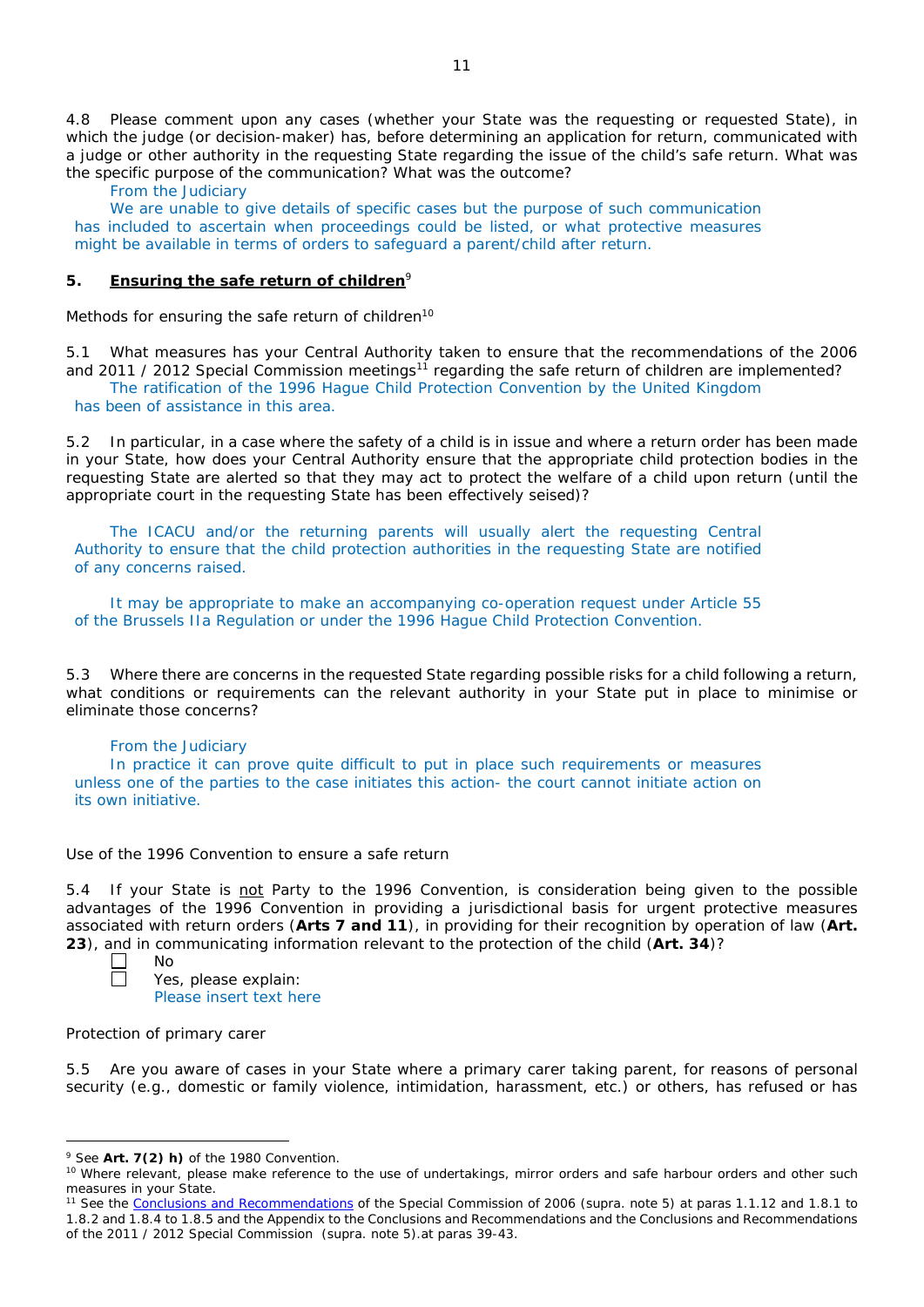4.8 Please comment upon any cases (whether your State was the requesting or requested State), in which the judge (or decision-maker) has, before determining an application for return, communicated with a judge or other authority in the requesting State regarding the issue of the child's safe return. What was the specific purpose of the communication? What was the outcome?

From the Judiciary

We are unable to give details of specific cases but the purpose of such communication has included to ascertain when proceedings could be listed, or what protective measures might be available in terms of orders to safeguard a parent/child after return.

## 5. Ensuring the safe return of children[9]

Methods for ensuring the safe return of children[10]

5.1 What measures has your Central Authority taken to ensure that the recommendations of the 2006 and 2011 / 2012 Special Commission meetings[11] regarding the safe return of children are implemented?

The ratification of the 1996 Hague Child Protection Convention by the United Kingdom has been of assistance in this area.

5.2 In particular, in a case where the safety of a child is in issue and where a return order has been made in your State, how does your Central Authority ensure that the appropriate child protection bodies in the requesting State are alerted so that they may act to protect the welfare of a child upon return (until the appropriate court in the requesting State has been effectively seised)?

The ICACU and/or the returning parents will usually alert the requesting Central Authority to ensure that the child protection authorities in the requesting State are notified of any concerns raised.

It may be appropriate to make an accompanying co-operation request under Article 55 of the Brussels IIa Regulation or under the 1996 Hague Child Protection Convention.

5.3 Where there are concerns in the requested State regarding possible risks for a child following a return, what conditions or requirements can the relevant authority in your State put in place to minimise or eliminate those concerns?

From the Judiciary

In practice it can prove quite difficult to put in place such requirements or measures unless one of the parties to the case initiates this action- the court cannot initiate action on its own initiative.

Use of the 1996 Convention to ensure a safe return

5.4 If your State is not Party to the 1996 Convention, is consideration being given to the possible advantages of the 1996 Convention in providing a jurisdictional basis for urgent protective measures associated with return orders (**Arts 7 and 11**), in providing for their recognition by operation of law (**Art. 23**), and in communicating information relevant to the protection of the child (**Art. 34**)?

☐ No

☐ Yes, please explain:
Please insert text here

Protection of primary carer

5.5 Are you aware of cases in your State where a primary carer taking parent, for reasons of personal security (e.g., domestic or family violence, intimidation, harassment, etc.) or others, has refused or has

---

[9] See **Art. 7(2) h)** of the 1980 Convention.

[10] Where relevant, please make reference to the use of undertakings, mirror orders and safe harbour orders and other such measures in your State.

[11] See the Conclusions and Recommendations of the Special Commission of 2006 (supra. note 5) at paras 1.1.12 and 1.8.1 to 1.8.2 and 1.8.4 to 1.8.5 and the Appendix to the Conclusions and Recommendations and the Conclusions and Recommendations of the 2011 / 2012 Special Commission (supra. note 5).at paras 39-43.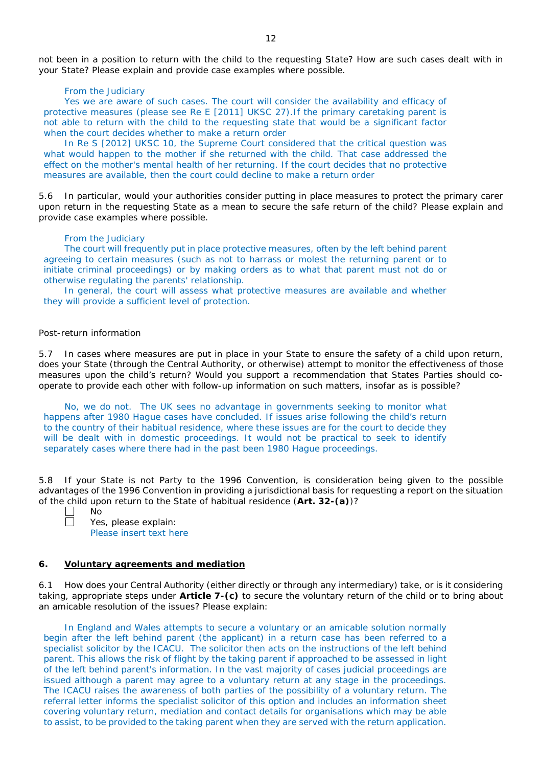not been in a position to return with the child to the requesting State? How are such cases dealt with in your State? Please explain and provide case examples where possible.

From the Judiciary

Yes we are aware of such cases. The court will consider the availability and efficacy of protective measures (please see Re E [2011] UKSC 27).If the primary caretaking parent is not able to return with the child to the requesting state that would be a significant factor when the court decides whether to make a return order

In Re S [2012] UKSC 10, the Supreme Court considered that the critical question was what would happen to the mother if she returned with the child. That case addressed the effect on the mother's mental health of her returning. If the court decides that no protective measures are available, then the court could decline to make a return order

5.6 In particular, would your authorities consider putting in place measures to protect the primary carer upon return in the requesting State as a mean to secure the safe return of the child? Please explain and provide case examples where possible.

From the Judiciary

The court will frequently put in place protective measures, often by the left behind parent agreeing to certain measures (such as not to harrass or molest the returning parent or to initiate criminal proceedings) or by making orders as to what that parent must not do or otherwise regulating the parents' relationship.

In general, the court will assess what protective measures are available and whether they will provide a sufficient level of protection.

Post-return information

5.7 In cases where measures are put in place in your State to ensure the safety of a child upon return, does your State (through the Central Authority, or otherwise) attempt to monitor the effectiveness of those measures upon the child's return? Would you support a recommendation that States Parties should co-operate to provide each other with follow-up information on such matters, insofar as is possible?

No, we do not. The UK sees no advantage in governments seeking to monitor what happens after 1980 Hague cases have concluded. If issues arise following the child's return to the country of their habitual residence, where these issues are for the court to decide they will be dealt with in domestic proceedings. It would not be practical to seek to identify separately cases where there had in the past been 1980 Hague proceedings.

5.8 If your State is not Party to the 1996 Convention, is consideration being given to the possible advantages of the 1996 Convention in providing a jurisdictional basis for requesting a report on the situation of the child upon return to the State of habitual residence (**Art. 32-(a)**)?

- ☐ No
- ☐ Yes, please explain:
  Please insert text here

## 6. Voluntary agreements and mediation

6.1 How does your Central Authority (either directly or through any intermediary) take, or is it considering taking, appropriate steps under **Article 7-(c)** to secure the voluntary return of the child or to bring about an amicable resolution of the issues? Please explain:

In England and Wales attempts to secure a voluntary or an amicable solution normally begin after the left behind parent (the applicant) in a return case has been referred to a specialist solicitor by the ICACU. The solicitor then acts on the instructions of the left behind parent. This allows the risk of flight by the taking parent if approached to be assessed in light of the left behind parent's information. In the vast majority of cases judicial proceedings are issued although a parent may agree to a voluntary return at any stage in the proceedings. The ICACU raises the awareness of both parties of the possibility of a voluntary return. The referral letter informs the specialist solicitor of this option and includes an information sheet covering voluntary return, mediation and contact details for organisations which may be able to assist, to be provided to the taking parent when they are served with the return application.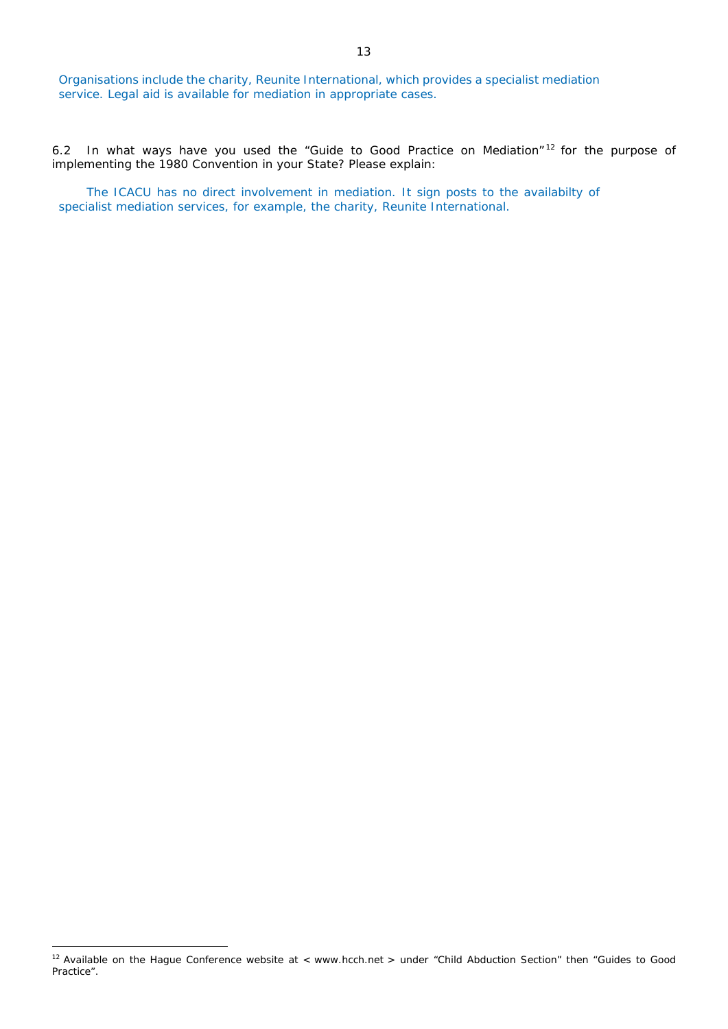Organisations include the charity, Reunite International, which provides a specialist mediation service. Legal aid is available for mediation in appropriate cases.

6.2 In what ways have you used the "Guide to Good Practice on Mediation"[12] for the purpose of implementing the 1980 Convention in your State? Please explain:

The ICACU has no direct involvement in mediation. It sign posts to the availabilty of specialist mediation services, for example, the charity, Reunite International.

[12] Available on the Hague Conference website at < www.hcch.net > under "Child Abduction Section" then "Guides to Good Practice".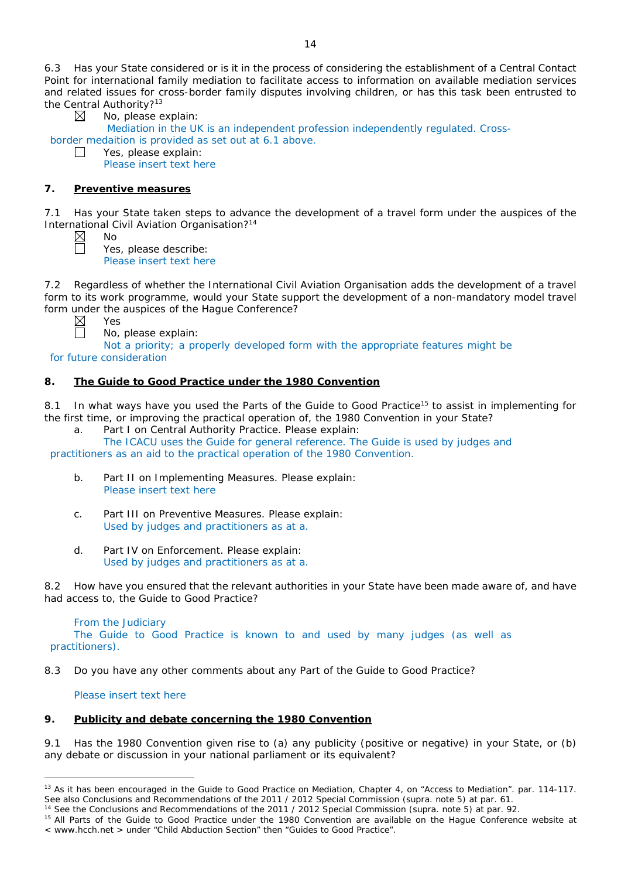6.3 Has your State considered or is it in the process of considering the establishment of a Central Contact Point for international family mediation to facilitate access to information on available mediation services and related issues for cross-border family disputes involving children, or has this task been entrusted to the Central Authority?[13]

☒ No, please explain:

Mediation in the UK is an independent profession independently regulated. Cross-border medaition is provided as set out at 6.1 above.

☐ Yes, please explain:

Please insert text here

## 7. Preventive measures

7.1 Has your State taken steps to advance the development of a travel form under the auspices of the International Civil Aviation Organisation?[14]

☒ No

☐ Yes, please describe:

Please insert text here

7.2 Regardless of whether the International Civil Aviation Organisation adds the development of a travel form to its work programme, would your State support the development of a non-mandatory model travel form under the auspices of the Hague Conference?

☒ Yes

☐ No, please explain:

Not a priority; a properly developed form with the appropriate features might be for future consideration

## 8. The Guide to Good Practice under the 1980 Convention

8.1 In what ways have you used the Parts of the Guide to Good Practice[15] to assist in implementing for the first time, or improving the practical operation of, the 1980 Convention in your State?

a. Part I on Central Authority Practice. Please explain:

The ICACU uses the Guide for general reference. The Guide is used by judges and practitioners as an aid to the practical operation of the 1980 Convention.

b. Part II on Implementing Measures. Please explain:

Please insert text here

c. Part III on Preventive Measures. Please explain:

Used by judges and practitioners as at a.

d. Part IV on Enforcement. Please explain:

Used by judges and practitioners as at a.

8.2 How have you ensured that the relevant authorities in your State have been made aware of, and have had access to, the Guide to Good Practice?

From the Judiciary

The Guide to Good Practice is known to and used by many judges (as well as practitioners).

8.3 Do you have any other comments about any Part of the Guide to Good Practice?

Please insert text here

## 9. Publicity and debate concerning the 1980 Convention

9.1 Has the 1980 Convention given rise to (a) any publicity (positive or negative) in your State, or (b) any debate or discussion in your national parliament or its equivalent?

---

[13] As it has been encouraged in the Guide to Good Practice on Mediation, Chapter 4, on "Access to Mediation". par. 114-117. See also Conclusions and Recommendations of the 2011 / 2012 Special Commission (supra. note 5) at par. 61.

[14] See the Conclusions and Recommendations of the 2011 / 2012 Special Commission (supra. note 5) at par. 92.

[15] All Parts of the Guide to Good Practice under the 1980 Convention are available on the Hague Conference website at < www.hcch.net > under "Child Abduction Section" then "Guides to Good Practice".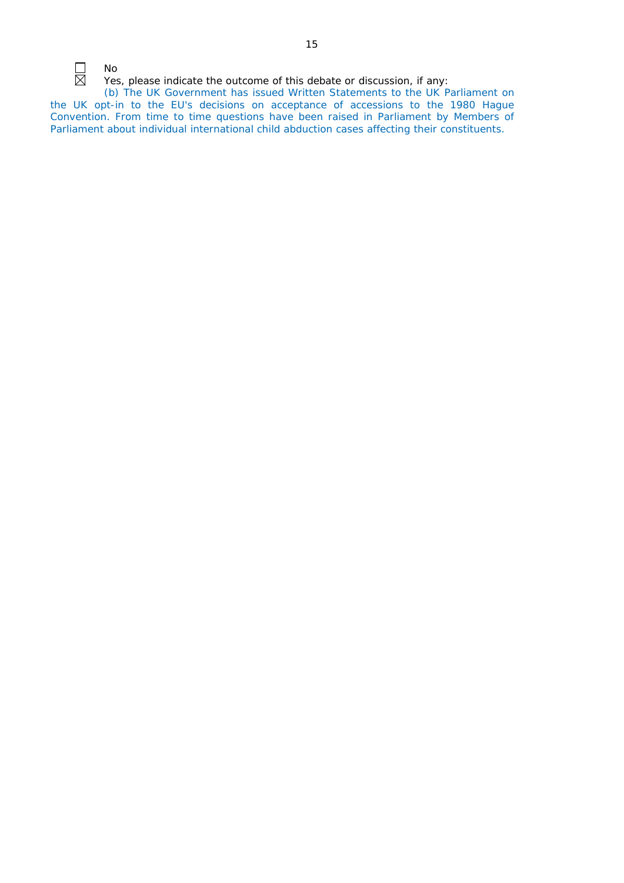☐ No

☒ Yes, please indicate the outcome of this debate or discussion, if any:

(b) The UK Government has issued Written Statements to the UK Parliament on the UK opt-in to the EU's decisions on acceptance of accessions to the 1980 Hague Convention. From time to time questions have been raised in Parliament by Members of Parliament about individual international child abduction cases affecting their constituents.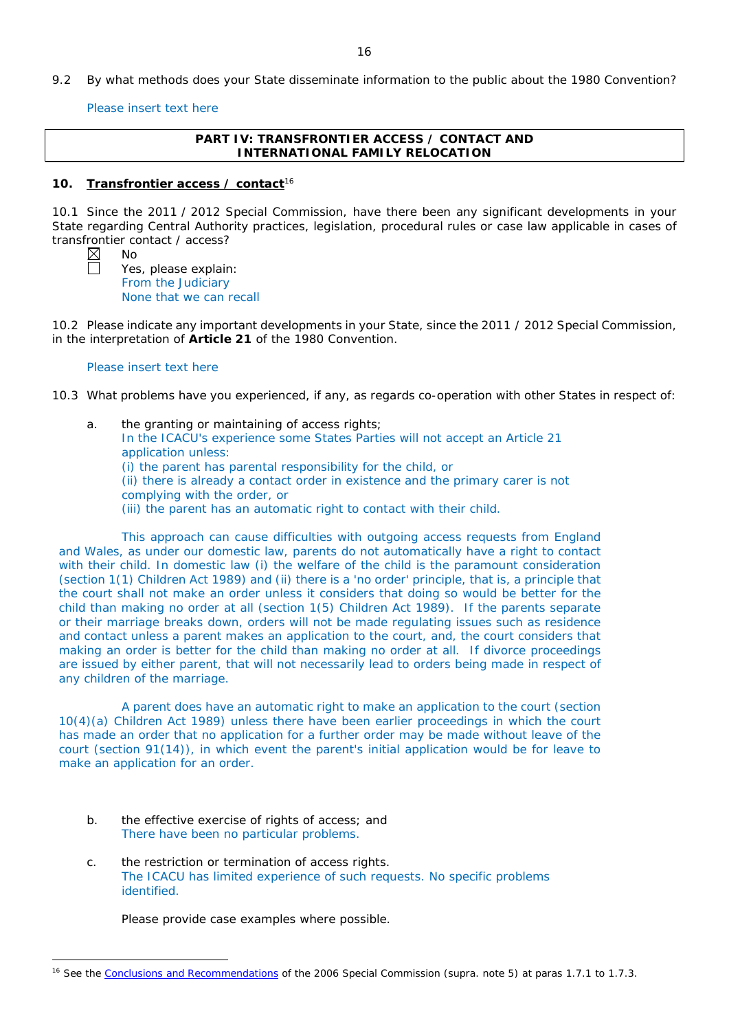9.2 By what methods does your State disseminate information to the public about the 1980 Convention?

Please insert text here

| **PART IV: TRANSFRONTIER ACCESS / CONTACT AND INTERNATIONAL FAMILY RELOCATION** |
|---|

## 10. Transfrontier access / contact[16]

10.1 Since the 2011 / 2012 Special Commission, have there been any significant developments in your State regarding Central Authority practices, legislation, procedural rules or case law applicable in cases of transfrontier contact / access?

☒ No
☐ Yes, please explain:
From the Judiciary
None that we can recall

10.2 Please indicate any important developments in your State, since the 2011 / 2012 Special Commission, in the interpretation of **Article 21** of the 1980 Convention.

Please insert text here

10.3 What problems have you experienced, if any, as regards co-operation with other States in respect of:

a. the granting or maintaining of access rights;
In the ICACU's experience some States Parties will not accept an Article 21 application unless:
(i) the parent has parental responsibility for the child, or
(ii) there is already a contact order in existence and the primary carer is not complying with the order, or
(iii) the parent has an automatic right to contact with their child.

This approach can cause difficulties with outgoing access requests from England and Wales, as under our domestic law, parents do not automatically have a right to contact with their child. In domestic law (i) the welfare of the child is the paramount consideration (section 1(1) Children Act 1989) and (ii) there is a 'no order' principle, that is, a principle that the court shall not make an order unless it considers that doing so would be better for the child than making no order at all (section 1(5) Children Act 1989). If the parents separate or their marriage breaks down, orders will not be made regulating issues such as residence and contact unless a parent makes an application to the court, and, the court considers that making an order is better for the child than making no order at all. If divorce proceedings are issued by either parent, that will not necessarily lead to orders being made in respect of any children of the marriage.

A parent does have an automatic right to make an application to the court (section 10(4)(a) Children Act 1989) unless there have been earlier proceedings in which the court has made an order that no application for a further order may be made without leave of the court (section 91(14)), in which event the parent's initial application would be for leave to make an application for an order.

b. the effective exercise of rights of access; and
There have been no particular problems.

c. the restriction or termination of access rights.
The ICACU has limited experience of such requests. No specific problems identified.

Please provide case examples where possible.

[16] See the Conclusions and Recommendations of the 2006 Special Commission (supra. note 5) at paras 1.7.1 to 1.7.3.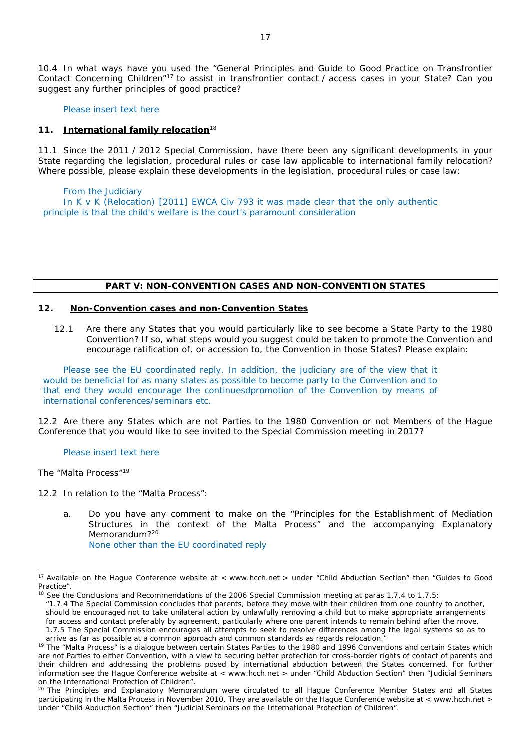10.4 In what ways have you used the "General Principles and Guide to Good Practice on Transfrontier Contact Concerning Children"[17] to assist in transfrontier contact / access cases in your State? Can you suggest any further principles of good practice?

Please insert text here

### 11. International family relocation[18]

11.1 Since the 2011 / 2012 Special Commission, have there been any significant developments in your State regarding the legislation, procedural rules or case law applicable to international family relocation? Where possible, please explain these developments in the legislation, procedural rules or case law:

From the Judiciary

In K v K (Relocation) [2011] EWCA Civ 793 it was made clear that the only authentic principle is that the child's welfare is the court's paramount consideration

## PART V: NON-CONVENTION CASES AND NON-CONVENTION STATES

### 12. Non-Convention cases and non-Convention States

12.1 Are there any States that you would particularly like to see become a State Party to the 1980 Convention? If so, what steps would you suggest could be taken to promote the Convention and encourage ratification of, or accession to, the Convention in those States? Please explain:

Please see the EU coordinated reply. In addition, the judiciary are of the view that it would be beneficial for as many states as possible to become party to the Convention and to that end they would encourage the continuedspromotion of the Convention by means of international conferences/seminars etc.

12.2 Are there any States which are not Parties to the 1980 Convention or not Members of the Hague Conference that you would like to see invited to the Special Commission meeting in 2017?

Please insert text here

The "Malta Process"[19]

12.2 In relation to the "Malta Process":

a. Do you have any comment to make on the "Principles for the Establishment of Mediation Structures in the context of the Malta Process" and the accompanying Explanatory Memorandum?[20]
None other than the EU coordinated reply

---

[17] Available on the Hague Conference website at < www.hcch.net > under "Child Abduction Section" then "Guides to Good Practice".

[18] See the Conclusions and Recommendations of the 2006 Special Commission meeting at paras 1.7.4 to 1.7.5:
"1.7.4 The Special Commission concludes that parents, before they move with their children from one country to another, should be encouraged not to take unilateral action by unlawfully removing a child but to make appropriate arrangements for access and contact preferably by agreement, particularly where one parent intends to remain behind after the move.
1.7.5 The Special Commission encourages all attempts to seek to resolve differences among the legal systems so as to arrive as far as possible at a common approach and common standards as regards relocation."

[19] The "Malta Process" is a dialogue between certain States Parties to the 1980 and 1996 Conventions and certain States which are not Parties to either Convention, with a view to securing better protection for cross-border rights of contact of parents and their children and addressing the problems posed by international abduction between the States concerned. For further information see the Hague Conference website at < www.hcch.net > under "Child Abduction Section" then "Judicial Seminars on the International Protection of Children".

[20] The Principles and Explanatory Memorandum were circulated to all Hague Conference Member States and all States participating in the Malta Process in November 2010. They are available on the Hague Conference website at < www.hcch.net > under "Child Abduction Section" then "Judicial Seminars on the International Protection of Children".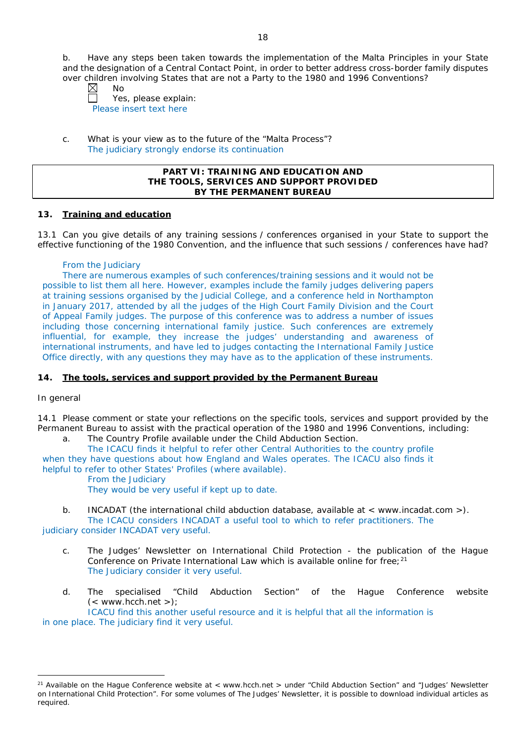b. Have any steps been taken towards the implementation of the Malta Principles in your State and the designation of a Central Contact Point, in order to better address cross-border family disputes over children involving States that are not a Party to the 1980 and 1996 Conventions?

☒ No

☐ Yes, please explain:

Please insert text here

c. What is your view as to the future of the "Malta Process"?

The judiciary strongly endorse its continuation

**PART VI: TRAINING AND EDUCATION AND THE TOOLS, SERVICES AND SUPPORT PROVIDED BY THE PERMANENT BUREAU**

**13. Training and education**

13.1 Can you give details of any training sessions / conferences organised in your State to support the effective functioning of the 1980 Convention, and the influence that such sessions / conferences have had?

From the Judiciary

There are numerous examples of such conferences/training sessions and it would not be possible to list them all here. However, examples include the family judges delivering papers at training sessions organised by the Judicial College, and a conference held in Northampton in January 2017, attended by all the judges of the High Court Family Division and the Court of Appeal Family judges. The purpose of this conference was to address a number of issues including those concerning international family justice. Such conferences are extremely influential, for example, they increase the judges' understanding and awareness of international instruments, and have led to judges contacting the International Family Justice Office directly, with any questions they may have as to the application of these instruments.

**14. The tools, services and support provided by the Permanent Bureau**

In general

14.1 Please comment or state your reflections on the specific tools, services and support provided by the Permanent Bureau to assist with the practical operation of the 1980 and 1996 Conventions, including:

a. The Country Profile available under the Child Abduction Section.

The ICACU finds it helpful to refer other Central Authorities to the country profile when they have questions about how England and Wales operates. The ICACU also finds it helpful to refer to other States' Profiles (where available).

From the Judiciary

They would be very useful if kept up to date.

b. INCADAT (the international child abduction database, available at < www.incadat.com >).

The ICACU considers INCADAT a useful tool to which to refer practitioners. The judiciary consider INCADAT very useful.

c. The Judges' Newsletter on International Child Protection - the publication of the Hague Conference on Private International Law which is available online for free;[21]

The Judiciary consider it very useful.

d. The specialised "Child Abduction Section" of the Hague Conference website (< www.hcch.net >);

ICACU find this another useful resource and it is helpful that all the information is in one place. The judiciary find it very useful.

[21] Available on the Hague Conference website at < www.hcch.net > under "Child Abduction Section" and "Judges' Newsletter on International Child Protection". For some volumes of The Judges' Newsletter, it is possible to download individual articles as required.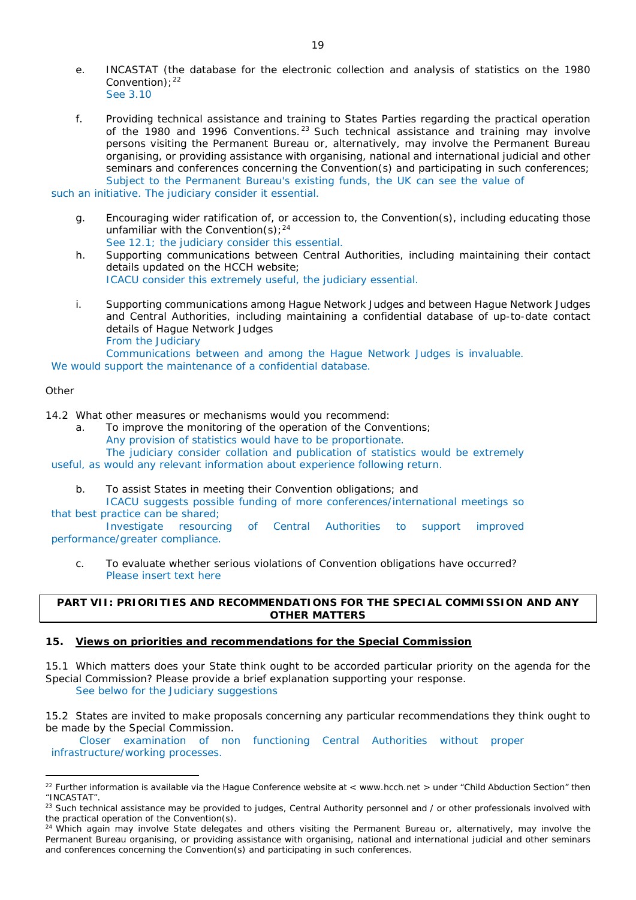e. INCASTAT (the database for the electronic collection and analysis of statistics on the 1980 Convention);[22]
See 3.10

f. Providing technical assistance and training to States Parties regarding the practical operation of the 1980 and 1996 Conventions.[23] Such technical assistance and training may involve persons visiting the Permanent Bureau or, alternatively, may involve the Permanent Bureau organising, or providing assistance with organising, national and international judicial and other seminars and conferences concerning the Convention(s) and participating in such conferences;
Subject to the Permanent Bureau's existing funds, the UK can see the value of such an initiative. The judiciary consider it essential.

g. Encouraging wider ratification of, or accession to, the Convention(s), including educating those unfamiliar with the Convention(s);[24]
See 12.1; the judiciary consider this essential.

h. Supporting communications between Central Authorities, including maintaining their contact details updated on the HCCH website;
ICACU consider this extremely useful, the judiciary essential.

i. Supporting communications among Hague Network Judges and between Hague Network Judges and Central Authorities, including maintaining a confidential database of up-to-date contact details of Hague Network Judges
From the Judiciary
Communications between and among the Hague Network Judges is invaluable. We would support the maintenance of a confidential database.

Other

14.2 What other measures or mechanisms would you recommend:

a. To improve the monitoring of the operation of the Conventions;
Any provision of statistics would have to be proportionate.
The judiciary consider collation and publication of statistics would be extremely useful, as would any relevant information about experience following return.

b. To assist States in meeting their Convention obligations; and
ICACU suggests possible funding of more conferences/international meetings so that best practice can be shared;
Investigate resourcing of Central Authorities to support improved performance/greater compliance.

c. To evaluate whether serious violations of Convention obligations have occurred?
Please insert text here

**PART VII: PRIORITIES AND RECOMMENDATIONS FOR THE SPECIAL COMMISSION AND ANY OTHER MATTERS**

## 15. Views on priorities and recommendations for the Special Commission

15.1 Which matters does your State think ought to be accorded particular priority on the agenda for the Special Commission? Please provide a brief explanation supporting your response.
See belwo for the Judiciary suggestions

15.2 States are invited to make proposals concerning any particular recommendations they think ought to be made by the Special Commission.
Closer examination of non functioning Central Authorities without proper infrastructure/working processes.

---

[22] Further information is available via the Hague Conference website at < www.hcch.net > under "Child Abduction Section" then "INCASTAT".

[23] Such technical assistance may be provided to judges, Central Authority personnel and / or other professionals involved with the practical operation of the Convention(s).

[24] Which again may involve State delegates and others visiting the Permanent Bureau or, alternatively, may involve the Permanent Bureau organising, or providing assistance with organising, national and international judicial and other seminars and conferences concerning the Convention(s) and participating in such conferences.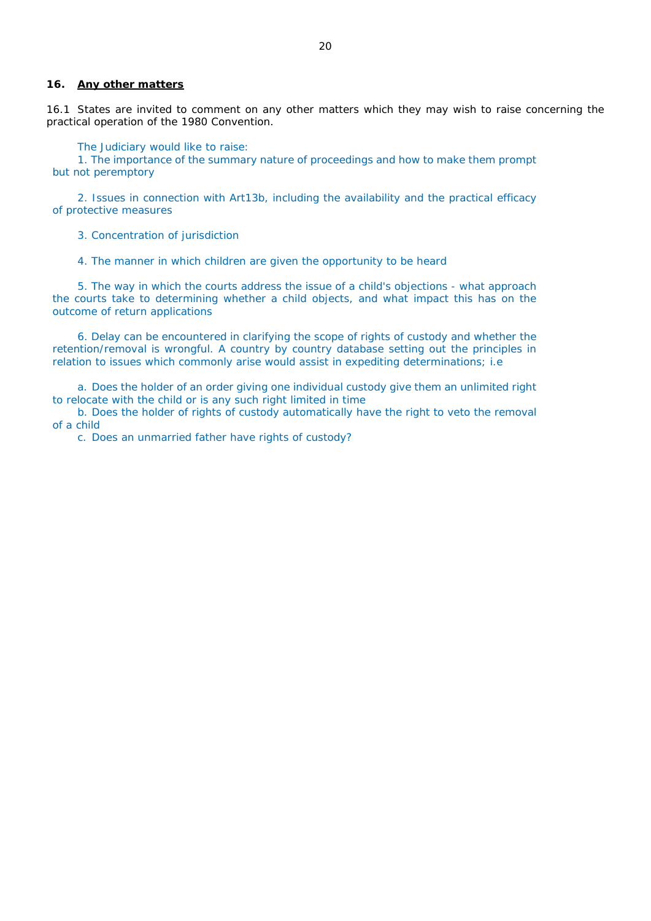## 16. **Any other matters**

16.1 States are invited to comment on any other matters which they may wish to raise concerning the practical operation of the 1980 Convention.

The Judiciary would like to raise:

1. The importance of the summary nature of proceedings and how to make them prompt but not peremptory

2. Issues in connection with Art13b, including the availability and the practical efficacy of protective measures

3. Concentration of jurisdiction

4. The manner in which children are given the opportunity to be heard

5. The way in which the courts address the issue of a child's objections - what approach the courts take to determining whether a child objects, and what impact this has on the outcome of return applications

6. Delay can be encountered in clarifying the scope of rights of custody and whether the retention/removal is wrongful. A country by country database setting out the principles in relation to issues which commonly arise would assist in expediting determinations; i.e

a. Does the holder of an order giving one individual custody give them an unlimited right to relocate with the child or is any such right limited in time

b. Does the holder of rights of custody automatically have the right to veto the removal of a child

c. Does an unmarried father have rights of custody?